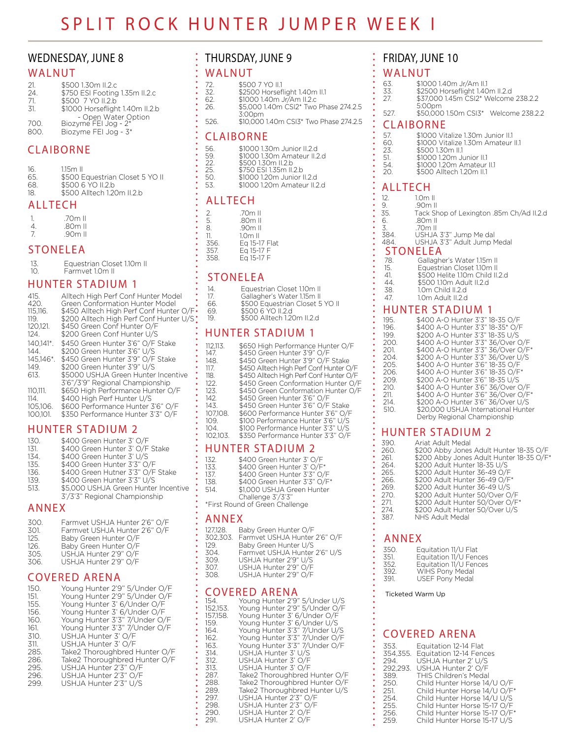# SPLIT ROCK HUNTER JUMPER WEEK I

## WEDNESDAY, JUNE 8

### WALNUT

| | |
|---|---|
| 21. | $500 1.30m II.2.c |
| 24. | $750 ESI Footing 1.35m II.2.c |
| 71. | $500 7 YO II.2.b |
| 31. | $1000 Horseflight 1.40m II.2.b - Open Water Option |
| 700. | Biozyme FEI Jog - 2* |
| 800. | Biozyme FEI Jog - 3* |

### CLAIBORNE

| | |
|---|---|
| 16. | 1.15m II |
| 65. | $500 Equestrian Closet 5 YO II |
| 68. | $500 6 YO II.2.b |
| 18. | $500 Alltech 1.20m II.2.b |

### ALLTECH

| | |
|---|---|
| 1. | .70m II |
| 4. | .80m II |
| 7. | .90m II |

### STONELEA

| | |
|---|---|
| 13. | Equestrian Closet 1.10m II |
| 10. | Farmvet 1.0m II |

### HUNTER STADIUM 1

| | |
|---|---|
| 415. | Alltech High Perf Conf Hunter Model |
| 420. | Green Conformation Hunter Model |
| 115,116. | $450 Alltech High Perf Conf Hunter O/F |
| 119. | $200 Alltech High Perf Conf Hunter U/S |
| 120,121. | $450 Green Conf Hunter O/F |
| 124. | $200 Green Conf Hunter U/S |
| 140,141*. | $450 Green Hunter 3'6" O/F Stake |
| 144. | $200 Green Hunter 3'6" U/S |
| 145,146*. | $450 Green Hunter 3'9" O/F Stake |
| 149. | $200 Green Hunter 3'9" U/S |
| 613. | $5000 USHJA Green Hunter Incentive 3'6"/3'9" Regional Championship |
| 110,111. | $650 High Performance Hunter O/F |
| 114. | $400 High Perf Hunter U/S |
| 105,106. | $600 Performance Hunter 3'6" O/F |
| 100,101. | $350 Performance Hunter 3'3" O/F |

### HUNTER STADIUM 2

| | |
|---|---|
| 130. | $400 Green Hunter 3' O/F |
| 131. | $400 Green Hunter 3' O/F Stake |
| 134. | $400 Green Hunter 3' U/S |
| 135. | $400 Green Hunter 3'3" O/F |
| 136. | $400 Green Hutner 3'3" O/F Stake |
| 139. | $400 Green Hunter 3'3" U/S |
| 513. | $5,000 USHJA Green Hunter Incentive 3'/3'3" Regional Championship |

### ANNEX

| | |
|---|---|
| 300. | Farmvet USHJA Hunter 2'6" O/F |
| 301. | Farmvet USHJA Hunter 2'6" O/F |
| 125. | Baby Green Hunter O/F |
| 126. | Baby Green Hunter O/F |
| 305. | USHJA Hunter 2'9" O/F |
| 306. | USHJA Hunter 2'9" O/F |

### COVERED ARENA

| | |
|---|---|
| 150. | Young Hunter 2'9" 5/Under O/F |
| 151. | Young Hunter 2'9" 5/Under O/F |
| 155. | Young Hunter 3' 6/Under O/F |
| 156. | Young Hunter 3' 6/Under O/F |
| 160. | Young Hunter 3'3" 7/Under O/F |
| 161. | Young Hunter 3'3" 7/Under O/F |
| 310. | USHJA Hunter 3' O/F |
| 311. | USHJA Hunter 3' O/F |
| 285. | Take2 Thoroughbred Hunter O/F |
| 286. | Take2 Thoroughbred Hunter O/F |
| 295. | USHJA Hunter 2'3" O/F |
| 296. | USHJA Hunter 2'3" O/F |
| 299. | USHJA Hunter 2'3" U/S |

## THURSDAY, JUNE 9

### WALNUT

| | |
|---|---|
| 72. | $500 7 YO II.1 |
| 32. | $2500 Horseflight 1.40m II.1 |
| 62. | $1000 1.40m Jr/Am II.2.c |
| 26. | $5,000 1.40m CSI2* Two Phase 274.2.5 3:00pm |
| 526. | $10,000 1.40m CSI3* Two Phase 274.2.5 |

### CLAIBORNE

| | |
|---|---|
| 56. | $1000 1.30m Junior II.2.d |
| 59. | $1000 1.30m Amateur II.2.d |
| 22. | $500 1.30m II.2.b |
| 25. | $750 ESI 1.35m II.2.b |
| 50. | $1000 1.20m Junior II.2.d |
| 53. | $1000 1.20m Amateur II.2.d |

### ALLTECH

| | |
|---|---|
| 2. | .70m II |
| 5. | .80m II |
| 8. | .90m II |
| 11. | 1.0m II |
| 356. | Eq 15-17 Flat |
| 357. | Eq 15-17 F |
| 358. | Eq 15-17 F |

### STONELEA

| | |
|---|---|
| 14. | Equestrian Closet 1.10m II |
| 17. | Gallagher's Water 1.15m II |
| 66. | $500 Equestrian Closet 5 YO II |
| 69. | $500 6 YO II.2.d |
| 19. | $500 Alltech 1.20m II.2.b |

### HUNTER STADIUM 1

| | |
|---|---|
| 112,113. | $650 High Performance Hunter O/F |
| 147. | $450 Green Hunter 3'9" O/F |
| 148. | $450 Green Hunter 3'9" O/F Stake |
| 117. | $450 Alltech High Perf Conf Hunter O/F |
| 118. | $450 Alltech High Perf Conf Hunter O/F |
| 122. | $450 Green Conformation Hunter O/F |
| 123. | $450 Green Conformation Hunter O/F |
| 142. | $450 Green Hunter 3'6" O/F |
| 143. | $450 Green Hunter 3'6" O/F Stake |
| 107,108. | $600 Performance Hunter 3'6" O/F |
| 109. | $100 Performance Hunter 3'6" U/S |
| 104. | $100 Performance Hunter 3'3" U/S |
| 102,103. | $350 Performance Hunter 3'3" O/F |

### HUNTER STADIUM 2

| | |
|---|---|
| 132. | $400 Green Hunter 3' O/F |
| 133. | $400 Green Hunter 3' O/F* |
| 137. | $400 Green Hunter 3'3" O/F |
| 138. | $400 Green Hunter 3'3" O/F* |
| 514. | $1,000 USHJA Green Hunter Challenge 3'/3'3" |

*First Round of Green Challenge

### ANNEX

| | |
|---|---|
| 127,128. | Baby Green Hunter O/F |
| 302,303. | Farmvet USHJA Hunter 2'6" O/F |
| 129. | Baby Green Hunter U/S |
| 304. | Farmvet USHJA Hunter 2'6" U/S |
| 309. | USHJA Hunter 2'9" U/S |
| 307. | USHJA Hunter 2'9" O/F |
| 308. | USHJA Hunter 2'9" O/F |

### COVERED ARENA

| | |
|---|---|
| 154. | Young Hunter 2'9" 5/Under U/S |
| 152,153. | Young Hunter 2'9" 5/Under O/F |
| 157,158. | Young Hunter 3' 6/Under O/F |
| 159. | Young Hunter 3' 6/Under U/S |
| 164. | Young Hunter 3'3" 7/Under U/S |
| 162. | Young Hunter 3'3" 7/Under O/F |
| 163. | Young Hunter 3'3" 7/Under O/F |
| 314. | USHJA Hunter 3' U/S |
| 312. | USHJA Hunter 3' O/F |
| 313. | USHJA Hunter 3' O/F |
| 287. | Take2 Thoroughbred Hunter O/F |
| 288. | Take2 Thoroughbred Hunter O/F |
| 289. | Take2 Thoroughbred Hunter U/S |
| 297. | USHJA Hunter 2'3" O/F |
| 298. | USHJA Hunter 2'3" O/F |
| 290. | USHJA Hunter 2' O/F |
| 291. | USHJA Hunter 2' O/F |

## FRIDAY, JUNE 10

### WALNUT

| | |
|---|---|
| 63. | $1000 1.40m Jr/Am II.1 |
| 33. | $2500 Horseflight 1.40m II.2.d |
| 27. | $37,000 1.45m CSI2* Welcome 238.2.2 5:00pm |
| 527. | $50,000 1.50m CSI3* Welcome 238.2.2 |

### CLAIBORNE

| | |
|---|---|
| 57. | $1000 Vitalize 1.30m Junior II.1 |
| 60. | $1000 Vitalize 1.30m Amateur II.1 |
| 23. | $500 1.30m II.1 |
| 51. | $1000 1.20m Junior II.1 |
| 54. | $1000 1.20m Amateur II.1 |
| 20. | $500 Alltech 1.20m II.1 |

### ALLTECH

| | |
|---|---|
| 12. | 1.0m II |
| 9. | .90m II |
| 35. | Tack Shop of Lexington .85m Ch/Ad II.2.d |
| 6. | .80m II |
| 3. | .70m II |
| 384. | USHJA 3'3" Jump Me dal |
| 484. | USHJA 3'3" Adult Jump Medal |

### STONELEA

| | |
|---|---|
| 78. | Gallagher's Water 1.15m II |
| 15. | Equestrian Closet 1.10m II |
| 41. | $500 Helite 1.10m Child II.2.d |
| 44. | $500 1.10m Adult II.2.d |
| 38. | 1.0m Child II.2.d |
| 47. | 1.0m Adult II.2.d |

### HUNTER STADIUM 1

| | |
|---|---|
| 195. | $400 A-O Hunter 3'3" 18-35 O/F |
| 196. | $400 A-O Hunter 3'3" 18-35* O/F |
| 199. | $200 A-O Hunter 3'3" 18-35 U/S |
| 200. | $400 A-O Hunter 3'3" 36/Over O/F |
| 201. | $400 A-O Hunter 3'3" 36/Over O/F* |
| 204. | $200 A-O Hunter 3'3" 36/Over U/S |
| 205. | $400 A-O Hunter 3'6" 18-35 O/F |
| 206. | $400 A-O Hunter 3'6" 18-35 O/F* |
| 209. | $200 A-O Hunter 3'6" 18-35 U/S |
| 210. | $400 A-O Hunter 3'6" 36/Over O/F |
| 211. | $400 A-O Hunter 3'6" 36/Over O/F* |
| 214. | $200 A-O Hunter 3'6" 36/Over U/S |
| 510. | $20,000 USHJA International Hunter Derby Regional Championship |

### HUNTER STADIUM 2

| | |
|---|---|
| 390. | Ariat Adult Medal |
| 260. | $200 Abby Jones Adult Hunter 18-35 O/F |
| 261. | $200 Abby Jones Adult Hunter 18-35 O/F* |
| 264. | $200 Adult Hunter 18-35 U/S |
| 265. | $200 Adult Hunter 36-49 O/F |
| 266. | $200 Adult Hunter 36-49 O/F* |
| 269. | $200 Adult Hunter 36-49 U/S |
| 270. | $200 Adult Hunter 50/Over O/F |
| 271. | $200 Adult Hunter 50/Over O/F* |
| 274. | $200 Adult Hunter 50/Over U/S |
| 387. | NHS Adult Medal |

### ANNEX

| | |
|---|---|
| 350. | Equitation 11/U Flat |
| 351. | Equitation 11/U Fences |
| 352. | Equitation 11/U Fences |
| 392. | WIHS Pony Medal |
| 391. | USEF Pony Medal |

Ticketed Warm Up

### COVERED ARENA

| | |
|---|---|
| 353. | Equitation 12-14 Flat |
| 354,355. | Equitation 12-14 Fences |
| 294. | USHJA Hunter 2' U/S |
| 292,293. | USHJA Hunter 2' O/F |
| 389. | THIS Children's Medal |
| 250. | Child Hunter Horse 14/U O/F |
| 251. | Child Hunter Horse 14/U O/F* |
| 254. | Child Hunter Horse 14/U U/S |
| 255. | Child Hunter Horse 15-17 O/F |
| 256. | Child Hunter Horse 15-17 O/F* |
| 259. | Child Hunter Horse 15-17 U/S |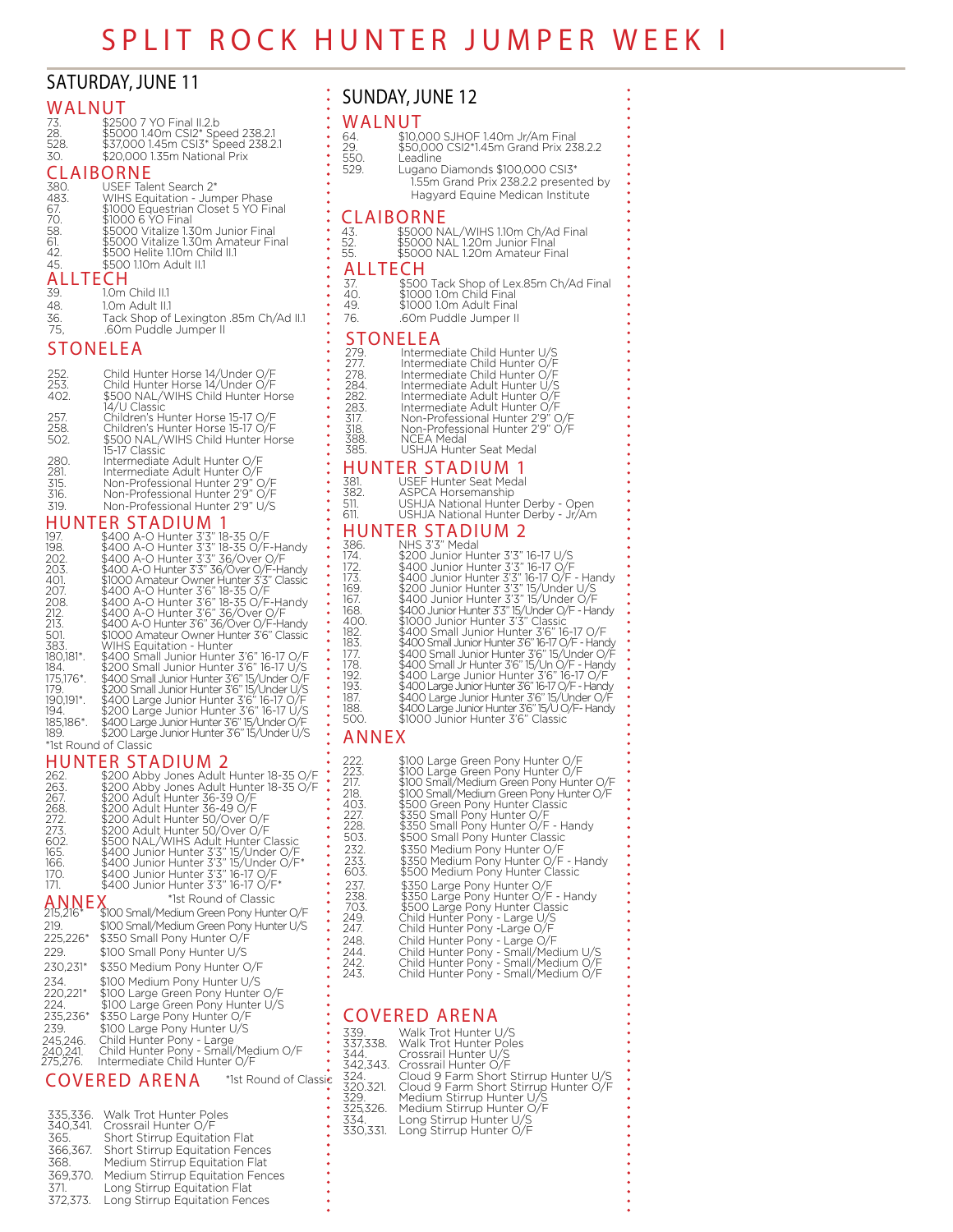# SPLIT ROCK HUNTER JUMPER WEEK I

## SATURDAY, JUNE 11

### WALNUT

| | |
|---|---|
| 73. | $2500 7 YO Final II.2.b |
| 28. | $5000 1.40m CSI2* Speed 238.2.1 |
| 528. | $37,000 1.45m CSI3* Speed 238.2.1 |
| 30. | $20,000 1.35m National Prix |

### CLAIBORNE

| | |
|---|---|
| 380. | USEF Talent Search 2* |
| 483. | WIHS Equitation - Jumper Phase |
| 67. | $1000 Equestrian Closet 5 YO Final |
| 70. | $1000 6 YO Final |
| 58. | $5000 Vitalize 1.30m Junior Final |
| 61. | $5000 Vitalize 1.30m Amateur Final |
| 42. | $500 Helite 1.10m Child II.1 |
| 45. | $500 1.10m Adult II.1 |

### ALLTECH

| | |
|---|---|
| 39. | 1.0m Child II.1 |
| 48. | 1.0m Adult II.1 |
| 36. | Tack Shop of Lexington .85m Ch/Ad II.1 |
| 75. | .60m Puddle Jumper II |

### STONELEA

| | |
|---|---|
| 252. | Child Hunter Horse 14/Under O/F |
| 253. | Child Hunter Horse 14/Under O/F |
| 402. | $500 NAL/WIHS Child Hunter Horse 14/U Classic |
| 257. | Children's Hunter Horse 15-17 O/F |
| 258. | Children's Hunter Horse 15-17 O/F |
| 502. | $500 NAL/WIHS Child Hunter Horse 15-17 Classic |
| 280. | Intermediate Adult Hunter O/F |
| 281. | Intermediate Adult Hunter O/F |
| 315. | Non-Professional Hunter 2'9" O/F |
| 316. | Non-Professional Hunter 2'9" O/F |
| 319. | Non-Professional Hunter 2'9" U/S |

### HUNTER STADIUM 1

| | |
|---|---|
| 197. | $400 A-O Hunter 3'3" 18-35 O/F |
| 198. | $400 A-O Hunter 3'3" 18-35 O/F-Handy |
| 202. | $400 A-O Hunter 3'3" 36/Over O/F |
| 203. | $400 A-O Hunter 3'3" 36/Over O/F-Handy |
| 401. | $1000 Amateur Owner Hunter 3'3" Classic |
| 207. | $400 A-O Hunter 3'6" 18-35 O/F |
| 208. | $400 A-O Hunter 3'6" 18-35 O/F-Handy |
| 212. | $400 A-O Hunter 3'6" 36/Over O/F |
| 213. | $400 A-O Hunter 3'6" 36/Over O/F-Handy |
| 501. | $1000 Amateur Owner Hunter 3'6" Classic |
| 383. | WIHS Equitation - Hunter |
| 180,181*. | $400 Small Junior Hunter 3'6" 16-17 O/F |
| 184. | $200 Small Junior Hunter 3'6" 16-17 U/S |
| 175,176*. | $400 Small Junior Hunter 3'6" 15/Under O/F |
| 179. | $200 Small Junior Hunter 3'6" 15/Under U/S |
| 190,191*. | $400 Large Junior Hunter 3'6" 16-17 O/F |
| 194. | $200 Large Junior Hunter 3'6" 16-17 U/S |
| 185,186*. | $400 Large Junior Hunter 3'6" 15/Under O/F |
| 189. | $200 Large Junior Hunter 3'6" 15/Under U/S |

*1st Round of Classic

### HUNTER STADIUM 2

| | |
|---|---|
| 262. | $200 Abby Jones Adult Hunter 18-35 O/F |
| 263. | $200 Abby Jones Adult Hunter 18-35 O/F |
| 267. | $200 Adult Hunter 36-39 O/F |
| 268. | $200 Adult Hunter 36-49 O/F |
| 272. | $200 Adult Hunter 50/Over O/F |
| 273. | $200 Adult Hunter 50/Over O/F |
| 602. | $500 NAL/WIHS Adult Hunter Classic |
| 165. | $400 Junior Hunter 3'3" 15/Under O/F |
| 166. | $400 Junior Hunter 3'3" 15/Under O/F* |
| 170. | $400 Junior Hunter 3'3" 16-17 O/F |
| 171. | $400 Junior Hunter 3'3" 16-17 O/F* |

*1st Round of Classic

### ANNEX

| | |
|---|---|
| 215,216* | $100 Small/Medium Green Pony Hunter O/F |
| 219. | $100 Small/Medium Green Pony Hunter U/S |
| 225,226* | $350 Small Pony Hunter O/F |
| 229. | $100 Small Pony Hunter U/S |
| 230,231* | $350 Medium Pony Hunter O/F |
| 234. | $100 Medium Pony Hunter U/S |
| 220,221* | $100 Large Green Pony Hunter O/F |
| 224. | $100 Large Green Pony Hunter U/S |
| 235,236* | $350 Large Pony Hunter O/F |
| 239. | $100 Large Pony Hunter U/S |
| 245,246. | Child Hunter Pony - Large |
| 240,241. | Child Hunter Pony - Small/Medium O/F |
| 275,276. | Intermediate Child Hunter O/F |

*1st Round of Classic

### COVERED ARENA

| | |
|---|---|
| 335,336. | Walk Trot Hunter Poles |
| 340,341. | Crossrail Hunter O/F |
| 365. | Short Stirrup Equitation Flat |
| 366,367. | Short Stirrup Equitation Fences |
| 368. | Medium Stirrup Equitation Flat |
| 369,370. | Medium Stirrup Equitation Fences |
| 371. | Long Stirrup Equitation Flat |
| 372,373. | Long Stirrup Equitation Fences |

## SUNDAY, JUNE 12

### WALNUT

| | |
|---|---|
| 64. | $10,000 SJHOF 1.40m Jr/Am Final |
| 29. | $50,000 CSI2*1.45m Grand Prix 238.2.2 |
| 550. | Leadline |
| 529. | Lugano Diamonds $100,000 CSI3* 1.55m Grand Prix 238.2.2 presented by Hagyard Equine Medican Institute |

### CLAIBORNE

| | |
|---|---|
| 43. | $5000 NAL/WIHS 1.10m Ch/Ad Final |
| 52. | $5000 NAL 1.20m Junior FInal |
| 55. | $5000 NAL 1.20m Amateur Final |

### ALLTECH

| | |
|---|---|
| 37. | $500 Tack Shop of Lex.85m Ch/Ad Final |
| 40. | $1000 1.0m Child Final |
| 49. | $1000 1.0m Adult Final |
| 76. | .60m Puddle Jumper II |

### STONELEA

| | |
|---|---|
| 279. | Intermediate Child Hunter U/S |
| 277. | Intermediate Child Hunter O/F |
| 278. | Intermediate Child Hunter O/F |
| 284. | Intermediate Adult Hunter U/S |
| 282. | Intermediate Adult Hunter O/F |
| 283. | Intermediate Adult Hunter O/F |
| 317. | Non-Professional Hunter 2'9" O/F |
| 318. | Non-Professional Hunter 2'9" O/F |
| 388. | NCEA Medal |
| 385. | USHJA Hunter Seat Medal |

### HUNTER STADIUM 1

| | |
|---|---|
| 381. | USEF Hunter Seat Medal |
| 382. | ASPCA Horsemanship |
| 511. | USHJA National Hunter Derby - Open |
| 611. | USHJA National Hunter Derby - Jr/Am |

### HUNTER STADIUM 2

| | |
|---|---|
| 386. | NHS 3'3" Medal |
| 174. | $200 Junior Hunter 3'3" 16-17 U/S |
| 172. | $400 Junior Hunter 3'3" 16-17 O/F |
| 173. | $400 Junior Hunter 3'3" 16-17 O/F - Handy |
| 169. | $200 Junior Hunter 3'3" 15/Under U/S |
| 167. | $400 Junior Hunter 3'3" 15/Under O/F |
| 168. | $400 Junior Hunter 3'3" 15/Under O/F - Handy |
| 400. | $1000 Junior Hunter 3'3" Classic |
| 182. | $400 Small Junior Hunter 3'6" 16-17 O/F |
| 183. | $400 Small Junior Hunter 3'6" 16-17 O/F - Handy |
| 177. | $400 Small Junior Hunter 3'6" 15/Under O/F |
| 178. | $400 Small Jr Hunter 3'6" 15/Un O/F - Handy |
| 192. | $400 Large Junior Hunter 3'6" 16-17 O/F |
| 193. | $400 Large Junior Hunter 3'6" 16-17 O/F - Handy |
| 187. | $400 Large Junior Hunter 3'6" 15/Under O/F |
| 188. | $400 Large Junior Hunter 3'6" 15/U O/F- Handy |
| 500. | $1000 Junior Hunter 3'6" Classic |

### ANNEX

| | |
|---|---|
| 222. | $100 Large Green Pony Hunter O/F |
| 223. | $100 Large Green Pony Hunter O/F |
| 217. | $100 Small/Medium Green Pony Hunter O/F |
| 218. | $100 Small/Medium Green Pony Hunter O/F |
| 403. | $500 Green Pony Hunter Classic |
| 227. | $350 Small Pony Hunter O/F |
| 228. | $350 Small Pony Hunter O/F - Handy |
| 503. | $500 Small Pony Hunter Classic |
| 232. | $350 Medium Pony Hunter O/F |
| 233. | $350 Medium Pony Hunter O/F - Handy |
| 603. | $500 Medium Pony Hunter Classic |
| 237. | $350 Large Pony Hunter O/F |
| 238. | $350 Large Pony Hunter O/F - Handy |
| 703. | $500 Large Pony Hunter Classic |
| 249. | Child Hunter Pony - Large U/S |
| 247. | Child Hunter Pony -Large O/F |
| 248. | Child Hunter Pony - Large O/F |
| 244. | Child Hunter Pony - Small/Medium U/S |
| 242. | Child Hunter Pony - Small/Medium O/F |
| 243. | Child Hunter Pony - Small/Medium O/F |

### COVERED ARENA

| | |
|---|---|
| 339. | Walk Trot Hunter U/S |
| 337,338. | Walk Trot Hunter Poles |
| 344. | Crossrail Hunter U/S |
| 342,343. | Crossrail Hunter O/F |
| 324. | Cloud 9 Farm Short Stirrup Hunter U/S |
| 320,321. | Cloud 9 Farm Short Stirrup Hunter O/F |
| 329. | Medium Stirrup Hunter U/S |
| 325,326. | Medium Stirrup Hunter O/F |
| 334. | Long Stirrup Hunter U/S |
| 330,331. | Long Stirrup Hunter O/F |